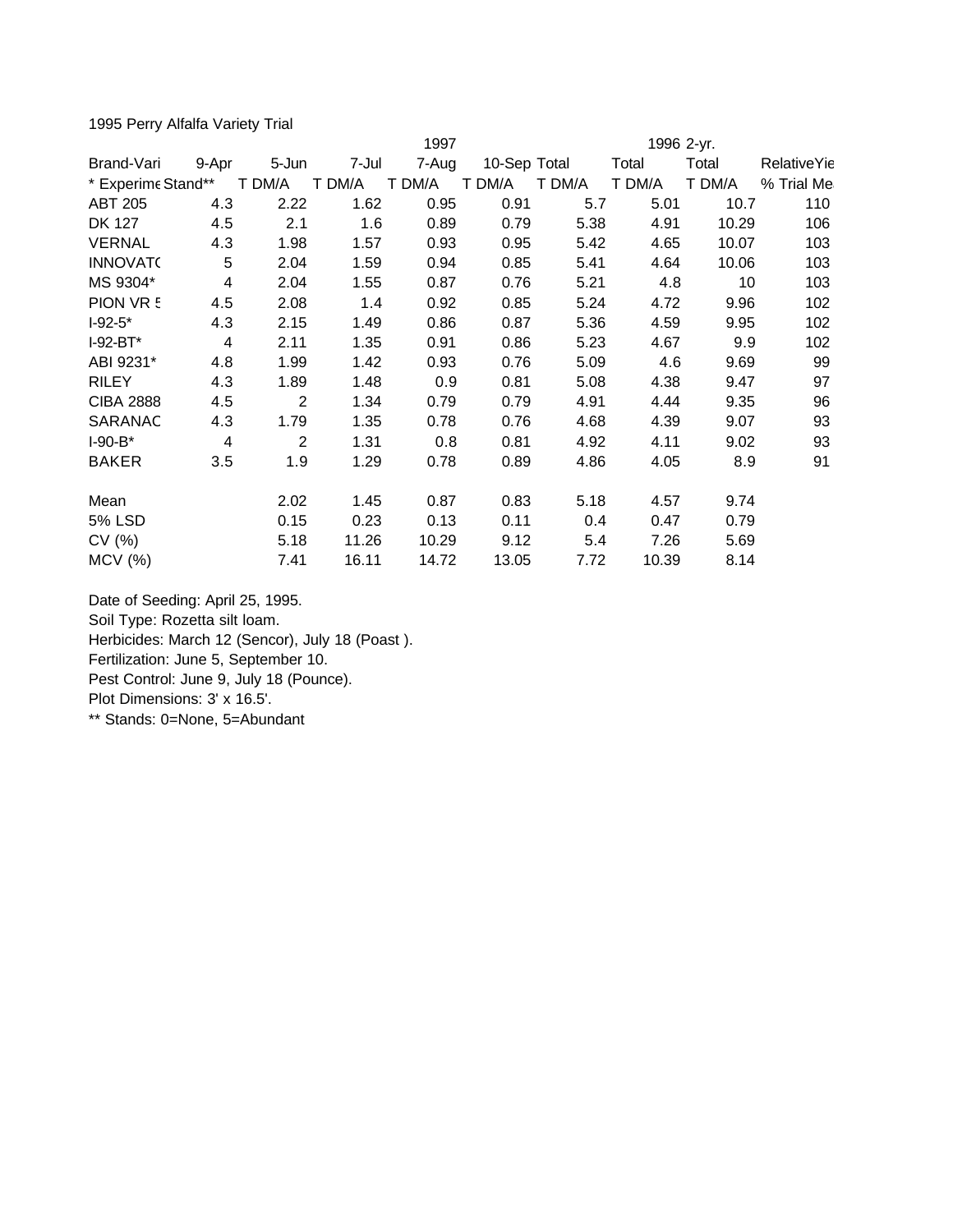1995 Perry Alfalfa Variety Trial

| | | | | 1997 | | | 1996 | 2-yr. | |
|---|---|---|---|---|---|---|---|---|---|
| Brand-Vari | 9-Apr | 5-Jun | 7-Jul | 7-Aug | 10-Sep | Total | Total | Total | RelativeYie |
| * Experime | Stand** | T DM/A | T DM/A | T DM/A | T DM/A | T DM/A | T DM/A | T DM/A | % Trial Me |
| ABT 205 | 4.3 | 2.22 | 1.62 | 0.95 | 0.91 | 5.7 | 5.01 | 10.7 | 110 |
| DK 127 | 4.5 | 2.1 | 1.6 | 0.89 | 0.79 | 5.38 | 4.91 | 10.29 | 106 |
| VERNAL | 4.3 | 1.98 | 1.57 | 0.93 | 0.95 | 5.42 | 4.65 | 10.07 | 103 |
| INNOVATO | 5 | 2.04 | 1.59 | 0.94 | 0.85 | 5.41 | 4.64 | 10.06 | 103 |
| MS 9304* | 4 | 2.04 | 1.55 | 0.87 | 0.76 | 5.21 | 4.8 | 10 | 103 |
| PION VR 5 | 4.5 | 2.08 | 1.4 | 0.92 | 0.85 | 5.24 | 4.72 | 9.96 | 102 |
| I-92-5* | 4.3 | 2.15 | 1.49 | 0.86 | 0.87 | 5.36 | 4.59 | 9.95 | 102 |
| I-92-BT* | 4 | 2.11 | 1.35 | 0.91 | 0.86 | 5.23 | 4.67 | 9.9 | 102 |
| ABI 9231* | 4.8 | 1.99 | 1.42 | 0.93 | 0.76 | 5.09 | 4.6 | 9.69 | 99 |
| RILEY | 4.3 | 1.89 | 1.48 | 0.9 | 0.81 | 5.08 | 4.38 | 9.47 | 97 |
| CIBA 2888 | 4.5 | 2 | 1.34 | 0.79 | 0.79 | 4.91 | 4.44 | 9.35 | 96 |
| SARANAC | 4.3 | 1.79 | 1.35 | 0.78 | 0.76 | 4.68 | 4.39 | 9.07 | 93 |
| I-90-B* | 4 | 2 | 1.31 | 0.8 | 0.81 | 4.92 | 4.11 | 9.02 | 93 |
| BAKER | 3.5 | 1.9 | 1.29 | 0.78 | 0.89 | 4.86 | 4.05 | 8.9 | 91 |
| | | | | | | | | | |
| Mean | | 2.02 | 1.45 | 0.87 | 0.83 | 5.18 | 4.57 | 9.74 | |
| 5% LSD | | 0.15 | 0.23 | 0.13 | 0.11 | 0.4 | 0.47 | 0.79 | |
| CV (%) | | 5.18 | 11.26 | 10.29 | 9.12 | 5.4 | 7.26 | 5.69 | |
| MCV (%) | | 7.41 | 16.11 | 14.72 | 13.05 | 7.72 | 10.39 | 8.14 | |

Date of Seeding: April 25, 1995.
Soil Type: Rozetta silt loam.
Herbicides: March 12 (Sencor), July 18 (Poast ).
Fertilization: June 5, September 10.
Pest Control: June 9, July 18 (Pounce).
Plot Dimensions: 3' x 16.5'.
** Stands: 0=None, 5=Abundant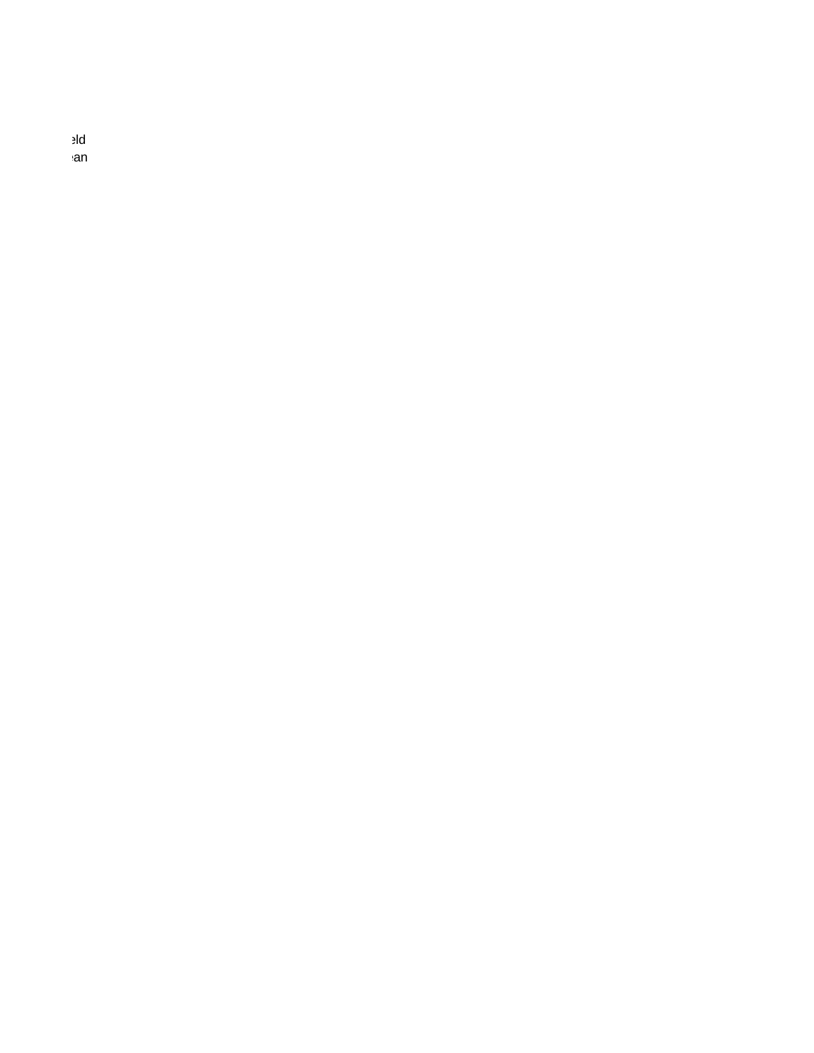eld
ean